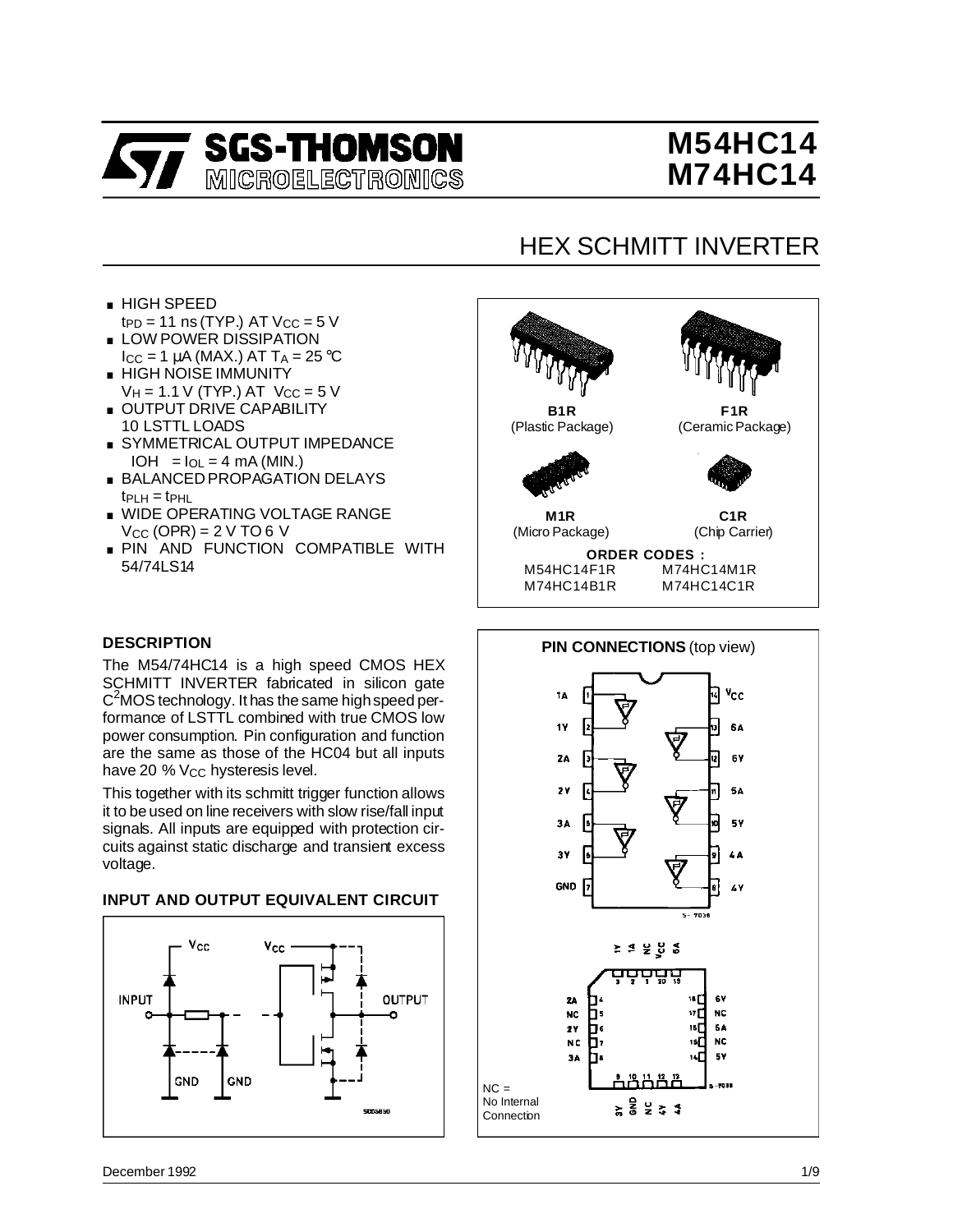# M54HC14
# M74HC14

## HEX SCHMITT INVERTER

- HIGH SPEED
  $t_{PD}$ = 11 ns (TYP.) AT $V_{CC}$ = 5 V
- LOW POWER DISSIPATION
  $I_{CC}$ = 1 µA (MAX.) AT $T_A$ = 25 °C
- HIGH NOISE IMMUNITY
  $V_H$ = 1.1 V (TYP.) AT $V_{CC}$ = 5 V
- OUTPUT DRIVE CAPABILITY
  10 LSTTL LOADS
- SYMMETRICAL OUTPUT IMPEDANCE
  $|I_{OH}| = I_{OL}$ = 4 mA (MIN.)
- BALANCED PROPAGATION DELAYS
  $t_{PLH} = t_{PHL}$
- WIDE OPERATING VOLTAGE RANGE
  $V_{CC}$ (OPR) = 2 V TO 6 V
- PIN AND FUNCTION COMPATIBLE WITH 54/74LS14

**B1R** (Plastic Package)

**F1R** (Ceramic Package)

**M1R** (Micro Package)

**C1R** (Chip Carrier)

**ORDER CODES :**

| | |
|---|---|
| M54HC14F1R | M74HC14M1R |
| M74HC14B1R | M74HC14C1R |

### DESCRIPTION

The M54/74HC14 is a high speed CMOS HEX SCHMITT INVERTER fabricated in silicon gate $C^2$MOS technology. It has the same high speed performance of LSTTL combined with true CMOS low power consumption. Pin configuration and function are the same as those of the HC04 but all inputs have 20 % $V_{CC}$ hysteresis level.

This together with its schmitt trigger function allows it to be used on line receivers with slow rise/fall input signals. All inputs are equipped with protection circuits against static discharge and transient excess voltage.

### INPUT AND OUTPUT EQUIVALENT CIRCUIT

### PIN CONNECTIONS (top view)

NC = No Internal Connection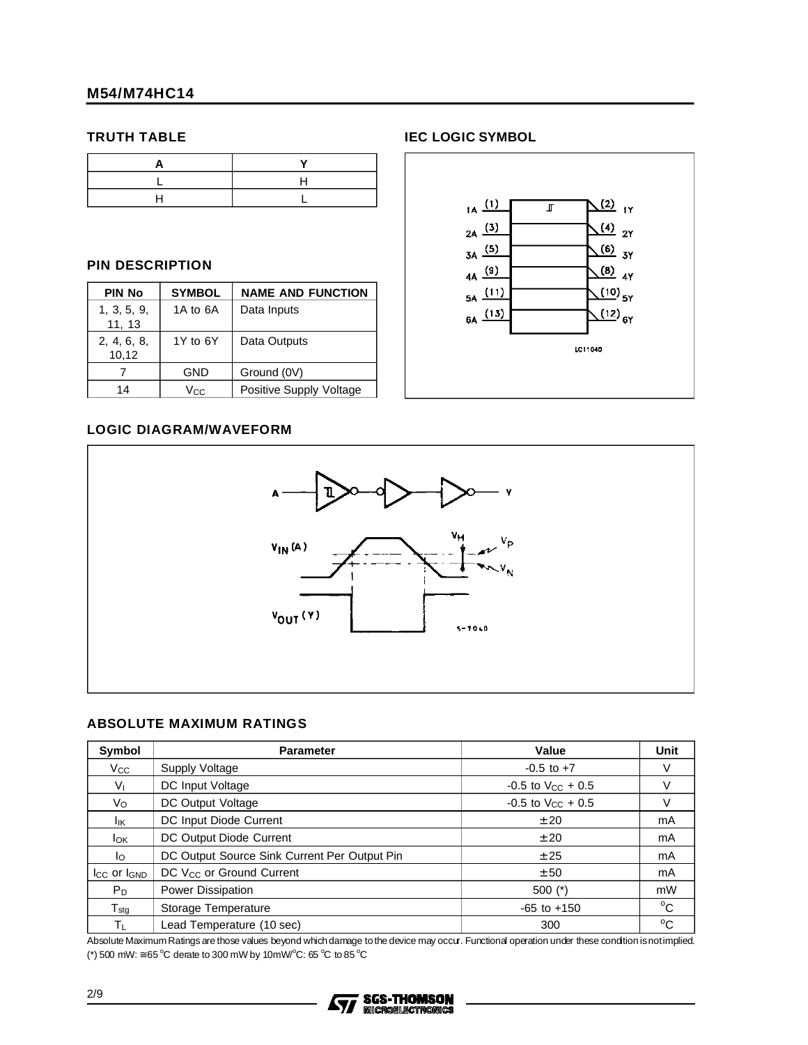## TRUTH TABLE

| A | Y |
|---|---|
| L | H |
| H | L |

## PIN DESCRIPTION

| PIN No | SYMBOL | NAME AND FUNCTION |
|---|---|---|
| 1, 3, 5, 9, 11, 13 | 1A to 6A | Data Inputs |
| 2, 4, 6, 8, 10,12 | 1Y to 6Y | Data Outputs |
| 7 | GND | Ground (0V) |
| 14 | $V_{CC}$ | Positive Supply Voltage |

## IEC LOGIC SYMBOL

## LOGIC DIAGRAM/WAVEFORM

## ABSOLUTE MAXIMUM RATINGS

| Symbol | Parameter | Value | Unit |
|---|---|---|---|
| $V_{CC}$ | Supply Voltage | -0.5 to +7 | V |
| $V_I$ | DC Input Voltage | -0.5 to $V_{CC}$ + 0.5 | V |
| $V_O$ | DC Output Voltage | -0.5 to $V_{CC}$ + 0.5 | V |
| $I_{IK}$ | DC Input Diode Current | ± 20 | mA |
| $I_{OK}$ | DC Output Diode Current | ± 20 | mA |
| $I_O$ | DC Output Source Sink Current Per Output Pin | ± 25 | mA |
| $I_{CC}$ or $I_{GND}$ | DC $V_{CC}$ or Ground Current | ± 50 | mA |
| $P_D$ | Power Dissipation | 500 (*) | mW |
| $T_{stg}$ | Storage Temperature | -65 to +150 | °C |
| $T_L$ | Lead Temperature (10 sec) | 300 | °C |

Absolute Maximum Ratings are those values beyond which damage to the device may occur. Functional operation under these condition is not implied.
(*) 500 mW: ≅ 65 °C derate to 300 mW by 10mW/°C: 65 °C to 85 °C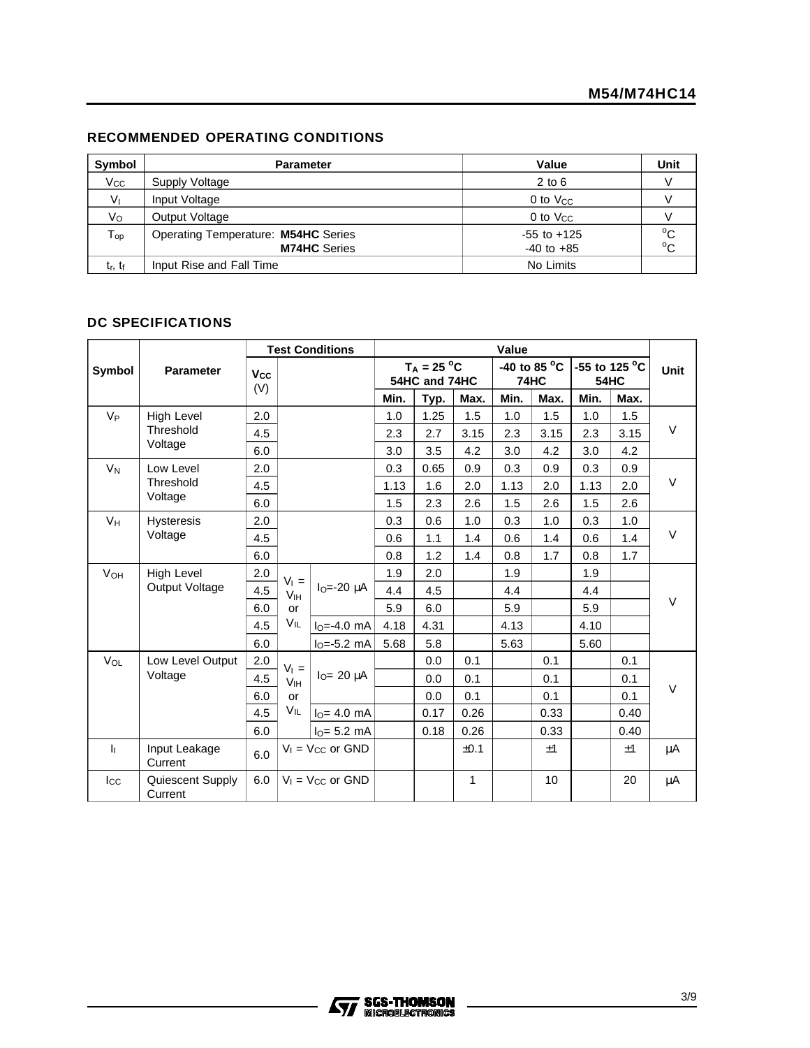## RECOMMENDED OPERATING CONDITIONS

| Symbol | Parameter | Value | Unit |
|---|---|---|---|
| $V_{CC}$ | Supply Voltage | 2 to 6 | V |
| $V_I$ | Input Voltage | 0 to $V_{CC}$ | V |
| $V_O$ | Output Voltage | 0 to $V_{CC}$ | V |
| $T_{op}$ | Operating Temperature: **M54HC** Series<br>**M74HC** Series | -55 to +125<br>-40 to +85 | °C<br>°C |
| $t_r$, $t_f$ | Input Rise and Fall Time | No Limits | |

## DC SPECIFICATIONS

| Symbol | Parameter | Test Conditions | | | Value | | | | | | | Unit |
|---|---|---|---|---|---|---|---|---|---|---|---|---|
| | | $V_{CC}$ (V) | | | $T_A$ = 25 °C 54HC and 74HC | | | -40 to 85 °C 74HC | | -55 to 125 °C 54HC | | |
| | | | | | Min. | Typ. | Max. | Min. | Max. | Min. | Max. | |
| $V_P$ | High Level Threshold Voltage | 2.0 | | | 1.0 | 1.25 | 1.5 | 1.0 | 1.5 | 1.0 | 1.5 | V |
| | | 4.5 | | | 2.3 | 2.7 | 3.15 | 2.3 | 3.15 | 2.3 | 3.15 | |
| | | 6.0 | | | 3.0 | 3.5 | 4.2 | 3.0 | 4.2 | 3.0 | 4.2 | |
| $V_N$ | Low Level Threshold Voltage | 2.0 | | | 0.3 | 0.65 | 0.9 | 0.3 | 0.9 | 0.3 | 0.9 | V |
| | | 4.5 | | | 1.13 | 1.6 | 2.0 | 1.13 | 2.0 | 1.13 | 2.0 | |
| | | 6.0 | | | 1.5 | 2.3 | 2.6 | 1.5 | 2.6 | 1.5 | 2.6 | |
| $V_H$ | Hysteresis Voltage | 2.0 | | | 0.3 | 0.6 | 1.0 | 0.3 | 1.0 | 0.3 | 1.0 | V |
| | | 4.5 | | | 0.6 | 1.1 | 1.4 | 0.6 | 1.4 | 0.6 | 1.4 | |
| | | 6.0 | | | 0.8 | 1.2 | 1.4 | 0.8 | 1.7 | 0.8 | 1.7 | |
| $V_{OH}$ | High Level Output Voltage | 2.0 | $V_I$ = $V_{IH}$ or $V_{IL}$ | $I_O$=-20 µA | 1.9 | 2.0 | | 1.9 | | 1.9 | | V |
| | | 4.5 | | | 4.4 | 4.5 | | 4.4 | | 4.4 | | |
| | | 6.0 | | | 5.9 | 6.0 | | 5.9 | | 5.9 | | |
| | | 4.5 | | $I_O$=-4.0 mA | 4.18 | 4.31 | | 4.13 | | 4.10 | | |
| | | 6.0 | | $I_O$=-5.2 mA | 5.68 | 5.8 | | 5.63 | | 5.60 | | |
| $V_{OL}$ | Low Level Output Voltage | 2.0 | $V_I$ = $V_{IH}$ or $V_{IL}$ | $I_O$= 20 µA | | 0.0 | 0.1 | | 0.1 | | 0.1 | V |
| | | 4.5 | | | | 0.0 | 0.1 | | 0.1 | | 0.1 | |
| | | 6.0 | | | | 0.0 | 0.1 | | 0.1 | | 0.1 | |
| | | 4.5 | | $I_O$= 4.0 mA | | 0.17 | 0.26 | | 0.33 | | 0.40 | |
| | | 6.0 | | $I_O$= 5.2 mA | | 0.18 | 0.26 | | 0.33 | | 0.40 | |
| $I_I$ | Input Leakage Current | 6.0 | $V_I$ = $V_{CC}$ or GND | | | | ±0.1 | | ±1 | | ±1 | µA |
| $I_{CC}$ | Quiescent Supply Current | 6.0 | $V_I$ = $V_{CC}$ or GND | | | | 1 | | 10 | | 20 | µA |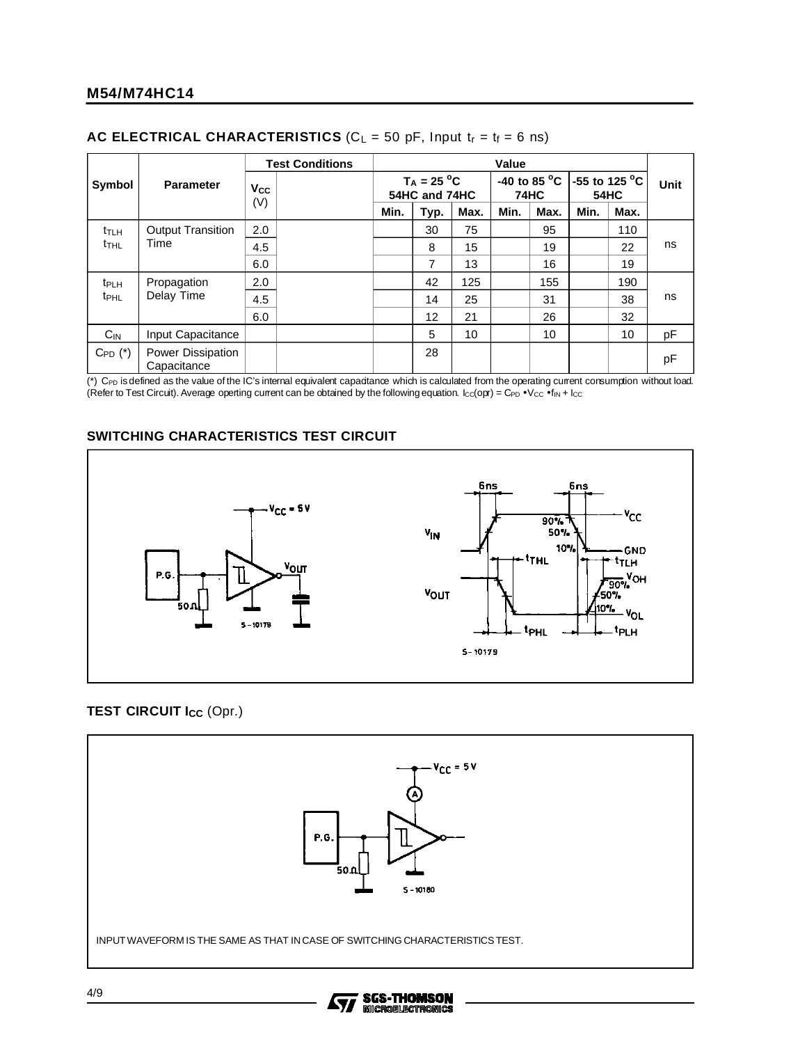## AC ELECTRICAL CHARACTERISTICS ($C_L$ = 50 pF, Input $t_r = t_f$ = 6 ns)

| Symbol | Parameter | Test Conditions | | Value | | | | | | | Unit |
|---|---|---|---|---|---|---|---|---|---|---|---|
| | | $V_{CC}$ (V) | | $T_A$ = 25 °C 54HC and 74HC | | | -40 to 85 °C 74HC | | -55 to 125 °C 54HC | | |
| | | | | Min. | Typ. | Max. | Min. | Max. | Min. | Max. | |
| $t_{TLH}$ $t_{THL}$ | Output Transition Time | 2.0 | | | 30 | 75 | | 95 | | 110 | ns |
| | | 4.5 | | | 8 | 15 | | 19 | | 22 | |
| | | 6.0 | | | 7 | 13 | | 16 | | 19 | |
| $t_{PLH}$ $t_{PHL}$ | Propagation Delay Time | 2.0 | | | 42 | 125 | | 155 | | 190 | ns |
| | | 4.5 | | | 14 | 25 | | 31 | | 38 | |
| | | 6.0 | | | 12 | 21 | | 26 | | 32 | |
| $C_{IN}$ | Input Capacitance | | | | 5 | 10 | | 10 | | 10 | pF |
| $C_{PD}$ (*) | Power Dissipation Capacitance | | | | 28 | | | | | | pF |

(*) $C_{PD}$ is defined as the value of the IC's internal equivalent capacitance which is calculated from the operating current consumption without load. (Refer to Test Circuit). Average operting current can be obtained by the following equation. $I_{CC}(opr) = C_{PD} \bullet V_{CC} \bullet f_{IN} + I_{CC}$

## SWITCHING CHARACTERISTICS TEST CIRCUIT

## TEST CIRCUIT $I_{CC}$ (Opr.)

INPUT WAVEFORM IS THE SAME AS THAT IN CASE OF SWITCHING CHARACTERISTICS TEST.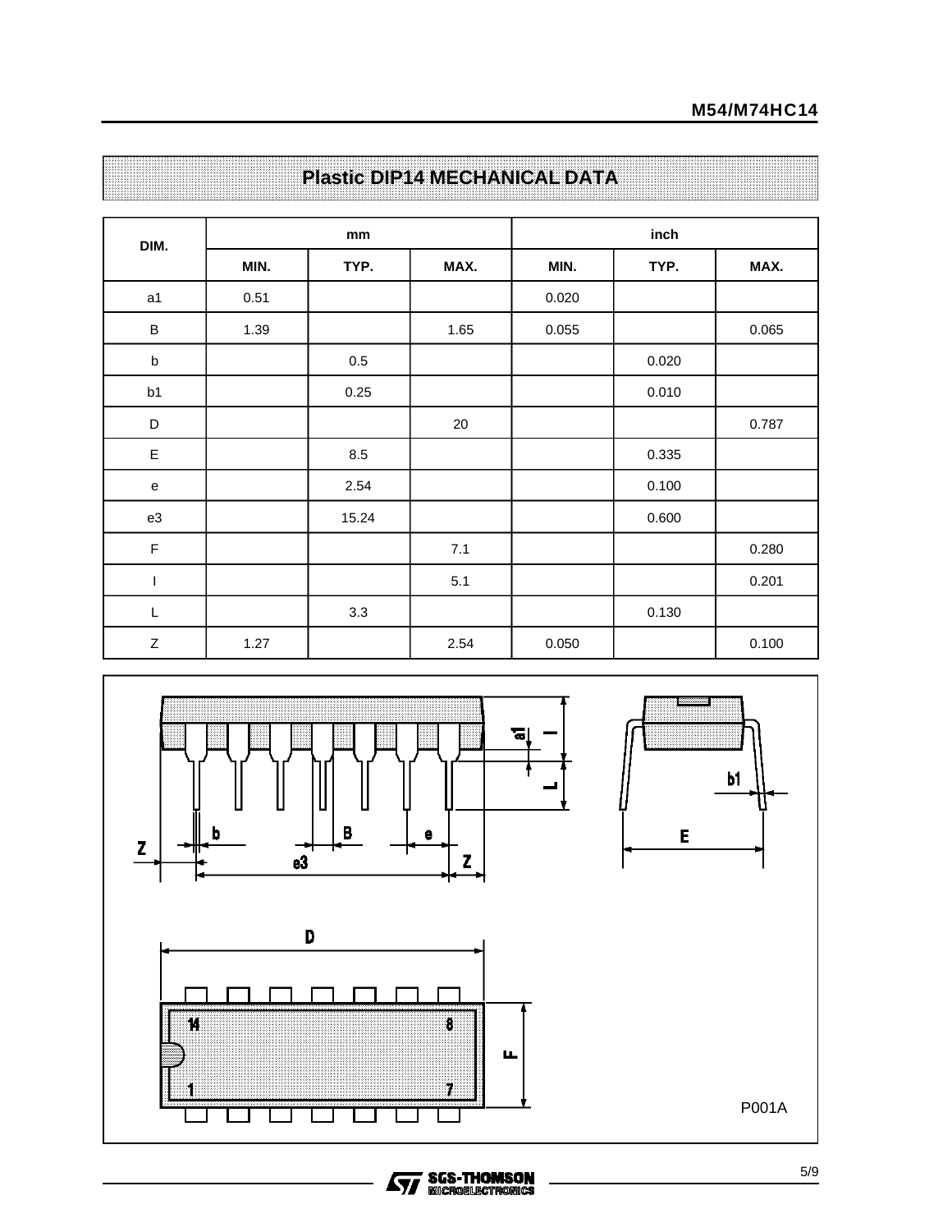## Plastic DIP14 MECHANICAL DATA

| DIM. | mm | | | inch | | |
|---|---|---|---|---|---|---|
| | MIN. | TYP. | MAX. | MIN. | TYP. | MAX. |
| a1 | 0.51 | | | 0.020 | | |
| B | 1.39 | | 1.65 | 0.055 | | 0.065 |
| b | | 0.5 | | | 0.020 | |
| b1 | | 0.25 | | | 0.010 | |
| D | | | 20 | | | 0.787 |
| E | | 8.5 | | | 0.335 | |
| e | | 2.54 | | | 0.100 | |
| e3 | | 15.24 | | | 0.600 | |
| F | | | 7.1 | | | 0.280 |
| I | | | 5.1 | | | 0.201 |
| L | | 3.3 | | | 0.130 | |
| Z | 1.27 | | 2.54 | 0.050 | | 0.100 |

P001A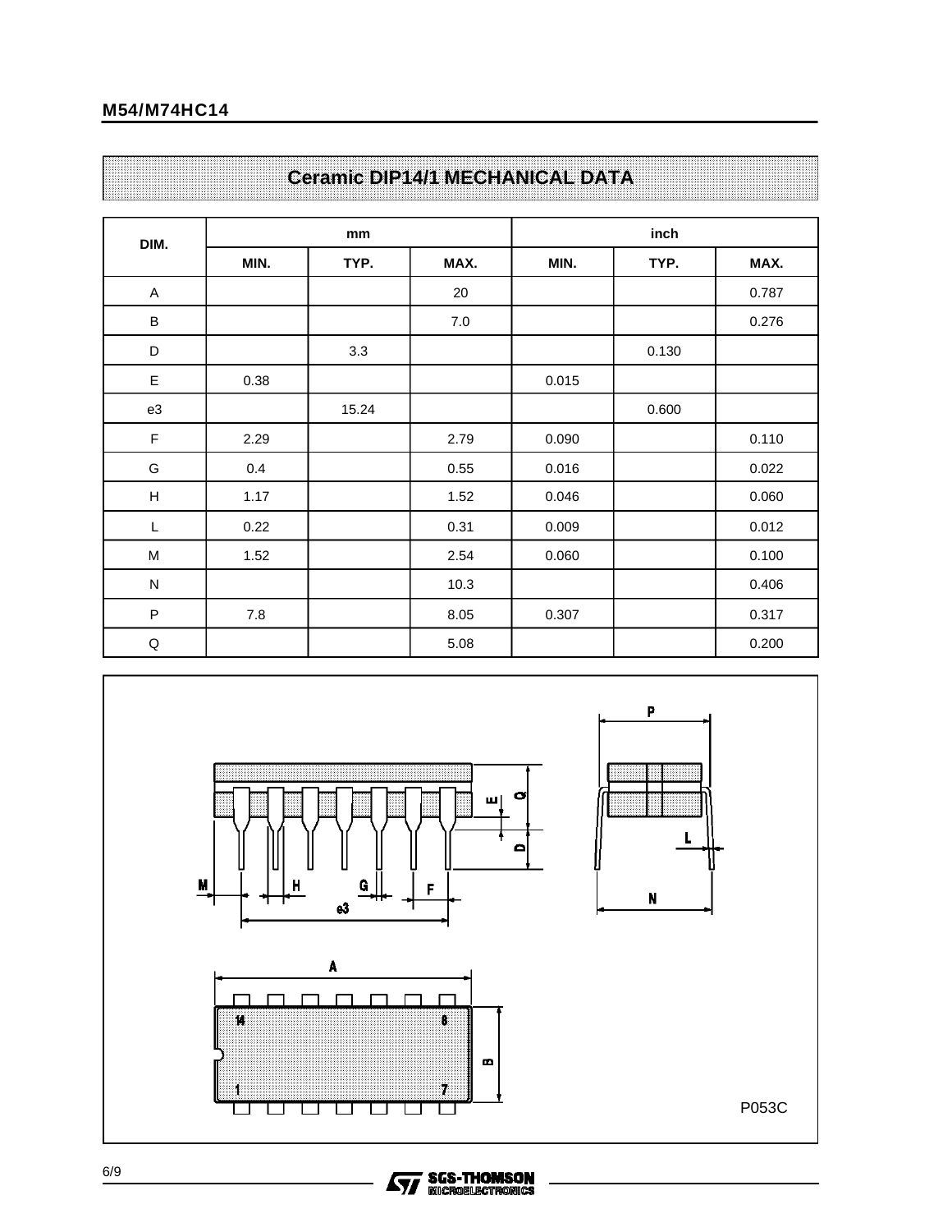## Ceramic DIP14/1 MECHANICAL DATA

| DIM. | mm | | | inch | | |
|---|---|---|---|---|---|---|
| | MIN. | TYP. | MAX. | MIN. | TYP. | MAX. |
| A | | | 20 | | | 0.787 |
| B | | | 7.0 | | | 0.276 |
| D | | 3.3 | | | 0.130 | |
| E | 0.38 | | | 0.015 | | |
| e3 | | 15.24 | | | 0.600 | |
| F | 2.29 | | 2.79 | 0.090 | | 0.110 |
| G | 0.4 | | 0.55 | 0.016 | | 0.022 |
| H | 1.17 | | 1.52 | 0.046 | | 0.060 |
| L | 0.22 | | 0.31 | 0.009 | | 0.012 |
| M | 1.52 | | 2.54 | 0.060 | | 0.100 |
| N | | | 10.3 | | | 0.406 |
| P | 7.8 | | 8.05 | 0.307 | | 0.317 |
| Q | | | 5.08 | | | 0.200 |

P053C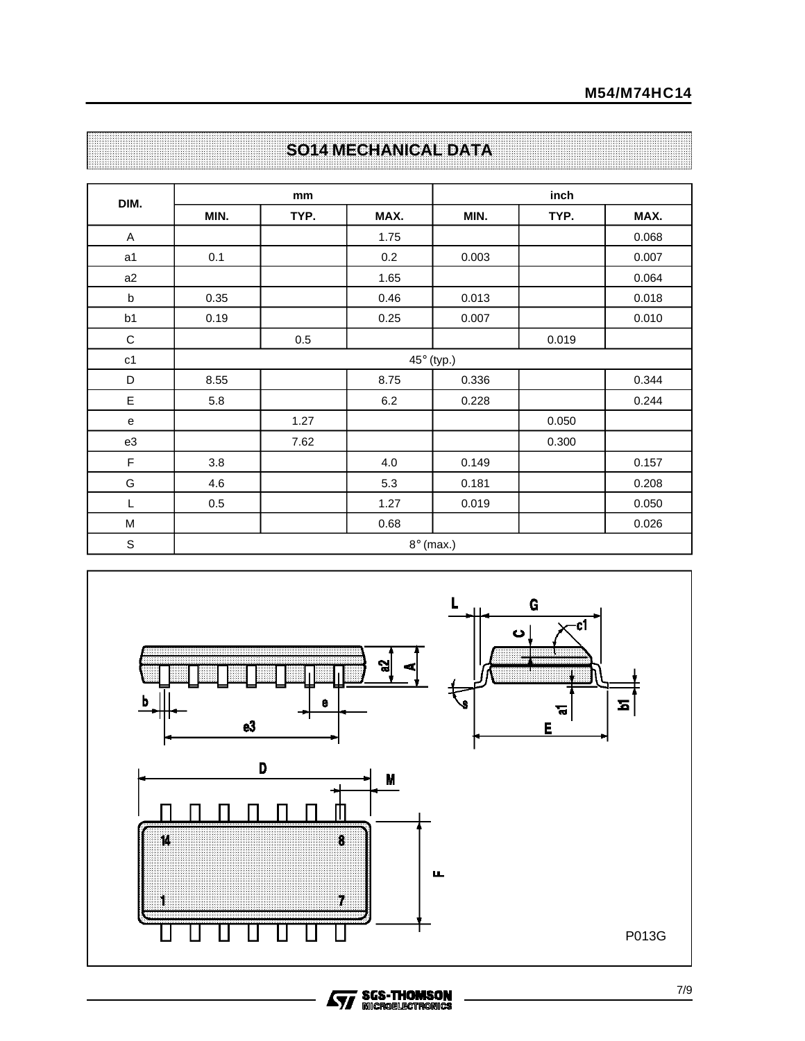## SO14 MECHANICAL DATA

| DIM. | mm | | | inch | | |
|---|---|---|---|---|---|---|
| | MIN. | TYP. | MAX. | MIN. | TYP. | MAX. |
| A | | | 1.75 | | | 0.068 |
| a1 | 0.1 | | 0.2 | 0.003 | | 0.007 |
| a2 | | | 1.65 | | | 0.064 |
| b | 0.35 | | 0.46 | 0.013 | | 0.018 |
| b1 | 0.19 | | 0.25 | 0.007 | | 0.010 |
| C | | 0.5 | | | 0.019 | |
| c1 | 45° (typ.) | | | | | |
| D | 8.55 | | 8.75 | 0.336 | | 0.344 |
| E | 5.8 | | 6.2 | 0.228 | | 0.244 |
| e | | 1.27 | | | 0.050 | |
| e3 | | 7.62 | | | 0.300 | |
| F | 3.8 | | 4.0 | 0.149 | | 0.157 |
| G | 4.6 | | 5.3 | 0.181 | | 0.208 |
| L | 0.5 | | 1.27 | 0.019 | | 0.050 |
| M | | | 0.68 | | | 0.026 |
| S | 8° (max.) | | | | | |

P013G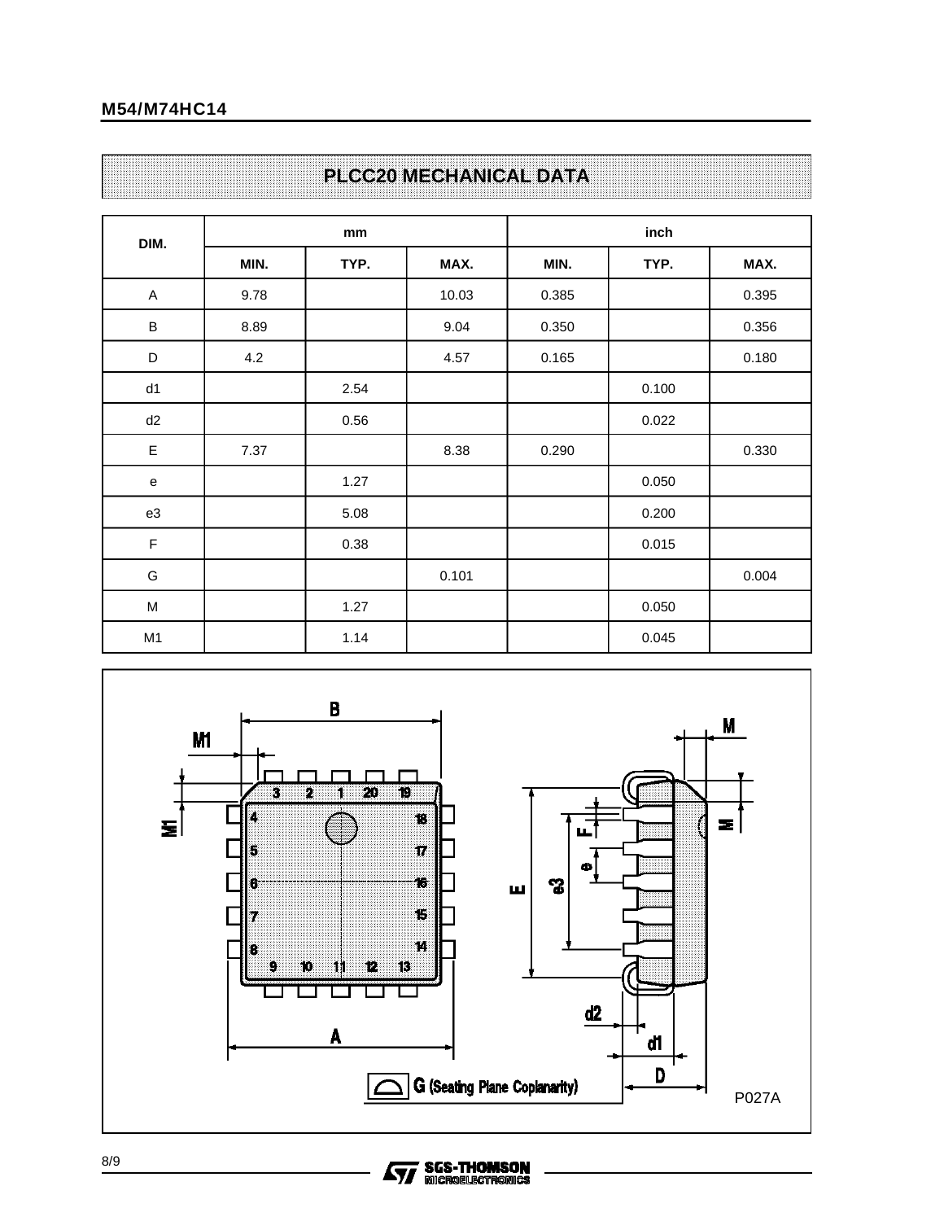## PLCC20 MECHANICAL DATA

| DIM. | mm | | | inch | | |
|---|---|---|---|---|---|---|
| | MIN. | TYP. | MAX. | MIN. | TYP. | MAX. |
| A | 9.78 | | 10.03 | 0.385 | | 0.395 |
| B | 8.89 | | 9.04 | 0.350 | | 0.356 |
| D | 4.2 | | 4.57 | 0.165 | | 0.180 |
| d1 | | 2.54 | | | 0.100 | |
| d2 | | 0.56 | | | 0.022 | |
| E | 7.37 | | 8.38 | 0.290 | | 0.330 |
| e | | 1.27 | | | 0.050 | |
| e3 | | 5.08 | | | 0.200 | |
| F | | 0.38 | | | 0.015 | |
| G | | | 0.101 | | | 0.004 |
| M | | 1.27 | | | 0.050 | |
| M1 | | 1.14 | | | 0.045 | |

G (Seating Plane Coplanarity)

P027A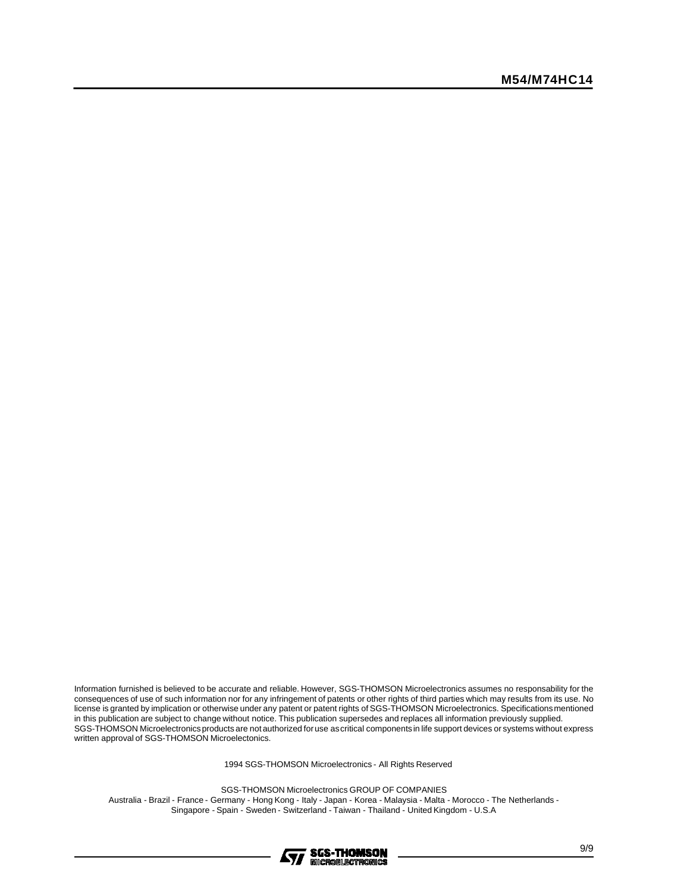Information furnished is believed to be accurate and reliable. However, SGS-THOMSON Microelectronics assumes no responsability for the consequences of use of such information nor for any infringement of patents or other rights of third parties which may results from its use. No license is granted by implication or otherwise under any patent or patent rights of SGS-THOMSON Microelectronics. Specifications mentioned in this publication are subject to change without notice. This publication supersedes and replaces all information previously supplied.
SGS-THOMSON Microelectronics products are not authorized for use as critical components in life support devices or systems without express written approval of SGS-THOMSON Microelectonics.

1994 SGS-THOMSON Microelectronics - All Rights Reserved

SGS-THOMSON Microelectronics GROUP OF COMPANIES
Australia - Brazil - France - Germany - Hong Kong - Italy - Japan - Korea - Malaysia - Malta - Morocco - The Netherlands - Singapore - Spain - Sweden - Switzerland - Taiwan - Thailand - United Kingdom - U.S.A